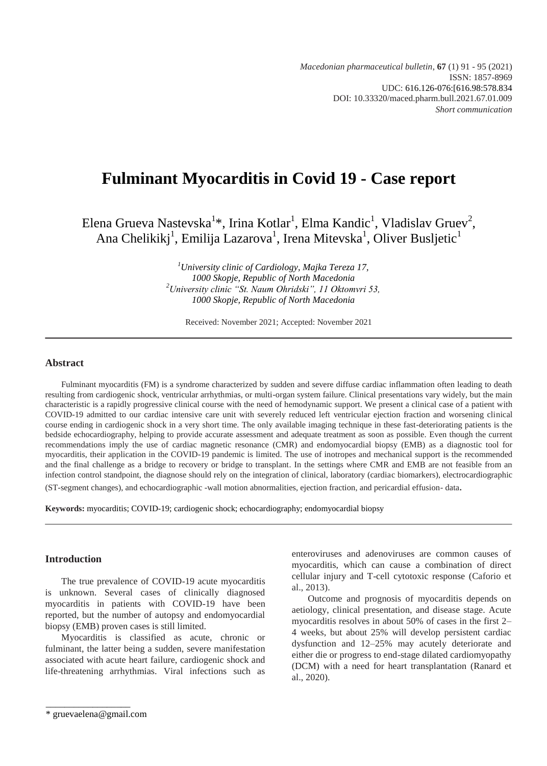*Macedonian pharmaceutical bulletin*, **67** (1) 91 - 95 (2021)
ISSN: 1857-8969
UDC: 616.126-076:[616.98:578.834
DOI: 10.33320/maced.pharm.bull.2021.67.01.009
*Short communication*

# Fulminant Myocarditis in Covid 19 - Case report

Elena Grueva Nastevska[1]*, Irina Kotlar[1], Elma Kandic[1], Vladislav Gruev[2], Ana Chelikikj[1], Emilija Lazarova[1], Irena Mitevska[1], Oliver Busljetic[1]

[1]*University clinic of Cardiology, Majka Tereza 17, 1000 Skopje, Republic of North Macedonia*
[2]*University clinic "St. Naum Ohridski", 11 Oktomvri 53, 1000 Skopje, Republic of North Macedonia*

Received: November 2021; Accepted: November 2021

## Abstract

Fulminant myocarditis (FM) is a syndrome characterized by sudden and severe diffuse cardiac inflammation often leading to death resulting from cardiogenic shock, ventricular arrhythmias, or multi-organ system failure. Clinical presentations vary widely, but the main characteristic is a rapidly progressive clinical course with the need of hemodynamic support. We present a clinical case of a patient with COVID-19 admitted to our cardiac intensive care unit with severely reduced left ventricular ejection fraction and worsening clinical course ending in cardiogenic shock in a very short time. The only available imaging technique in these fast-deteriorating patients is the bedside echocardiography, helping to provide accurate assessment and adequate treatment as soon as possible. Even though the current recommendations imply the use of cardiac magnetic resonance (CMR) and endomyocardial biopsy (EMB) as a diagnostic tool for myocarditis, their application in the COVID-19 pandemic is limited. The use of inotropes and mechanical support is the recommended and the final challenge as a bridge to recovery or bridge to transplant. In the settings where CMR and EMB are not feasible from an infection control standpoint, the diagnose should rely on the integration of clinical, laboratory (cardiac biomarkers), electrocardiographic (ST-segment changes), and echocardiographic -wall motion abnormalities, ejection fraction, and pericardial effusion- data.

**Keywords:** myocarditis; COVID-19; cardiogenic shock; echocardiography; endomyocardial biopsy

## Introduction

The true prevalence of COVID-19 acute myocarditis is unknown. Several cases of clinically diagnosed myocarditis in patients with COVID-19 have been reported, but the number of autopsy and endomyocardial biopsy (EMB) proven cases is still limited.

Myocarditis is classified as acute, chronic or fulminant, the latter being a sudden, severe manifestation associated with acute heart failure, cardiogenic shock and life-threatening arrhythmias. Viral infections such as enteroviruses and adenoviruses are common causes of myocarditis, which can cause a combination of direct cellular injury and T-cell cytotoxic response (Caforio et al., 2013).

Outcome and prognosis of myocarditis depends on aetiology, clinical presentation, and disease stage. Acute myocarditis resolves in about 50% of cases in the first 2–4 weeks, but about 25% will develop persistent cardiac dysfunction and 12–25% may acutely deteriorate and either die or progress to end-stage dilated cardiomyopathy (DCM) with a need for heart transplantation (Ranard et al., 2020).

* gruevaelena@gmail.com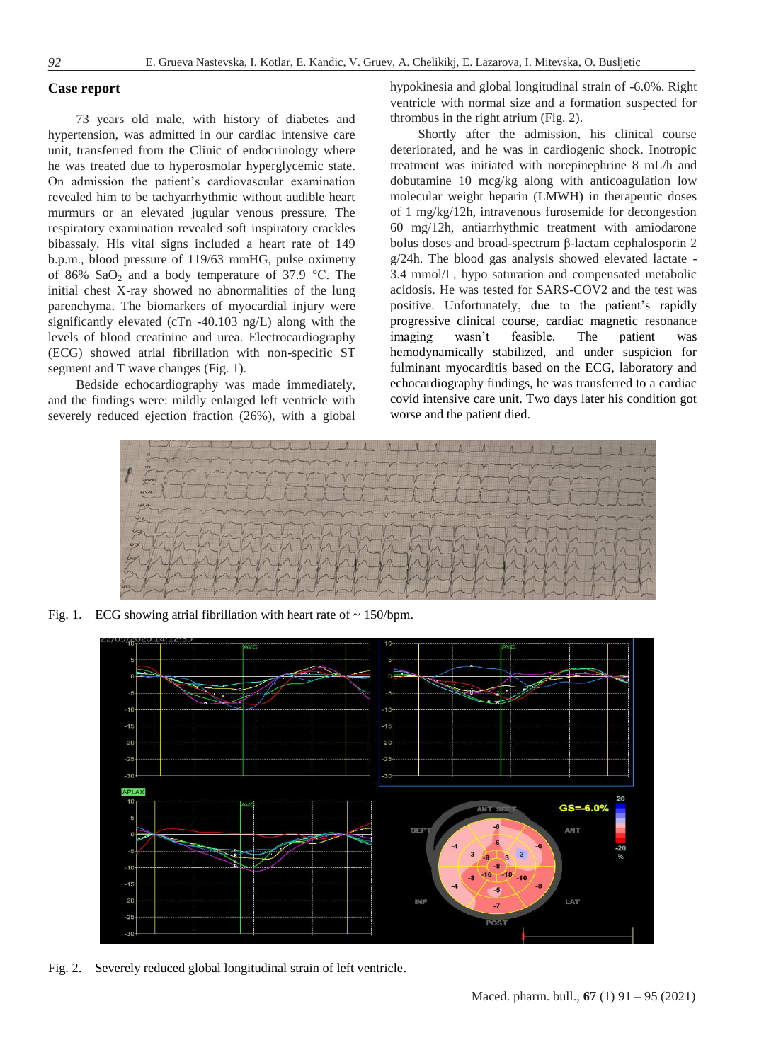## Case report

73 years old male, with history of diabetes and hypertension, was admitted in our cardiac intensive care unit, transferred from the Clinic of endocrinology where he was treated due to hyperosmolar hyperglycemic state. On admission the patient's cardiovascular examination revealed him to be tachyarrhythmic without audible heart murmurs or an elevated jugular venous pressure. The respiratory examination revealed soft inspiratory crackles bibassaly. His vital signs included a heart rate of 149 b.p.m., blood pressure of 119/63 mmHG, pulse oximetry of 86% $SaO_2$ and a body temperature of 37.9 °C. The initial chest X-ray showed no abnormalities of the lung parenchyma. The biomarkers of myocardial injury were significantly elevated (cTn -40.103 ng/L) along with the levels of blood creatinine and urea. Electrocardiography (ECG) showed atrial fibrillation with non-specific ST segment and T wave changes (Fig. 1).

Bedside echocardiography was made immediately, and the findings were: mildly enlarged left ventricle with severely reduced ejection fraction (26%), with a global hypokinesia and global longitudinal strain of -6.0%. Right ventricle with normal size and a formation suspected for thrombus in the right atrium (Fig. 2).

Shortly after the admission, his clinical course deteriorated, and he was in cardiogenic shock. Inotropic treatment was initiated with norepinephrine 8 mL/h and dobutamine 10 mcg/kg along with anticoagulation low molecular weight heparin (LMWH) in therapeutic doses of 1 mg/kg/12h, intravenous furosemide for decongestion 60 mg/12h, antiarrhythmic treatment with amiodarone bolus doses and broad-spectrum β-lactam cephalosporin 2 g/24h. The blood gas analysis showed elevated lactate - 3.4 mmol/L, hypo saturation and compensated metabolic acidosis. He was tested for SARS-COV2 and the test was positive. Unfortunately, due to the patient's rapidly progressive clinical course, cardiac magnetic resonance imaging wasn't feasible. The patient was hemodynamically stabilized, and under suspicion for fulminant myocarditis based on the ECG, laboratory and echocardiography findings, he was transferred to a cardiac covid intensive care unit. Two days later his condition got worse and the patient died.

Fig. 1. ECG showing atrial fibrillation with heart rate of ~ 150/bpm.

Fig. 2. Severely reduced global longitudinal strain of left ventricle.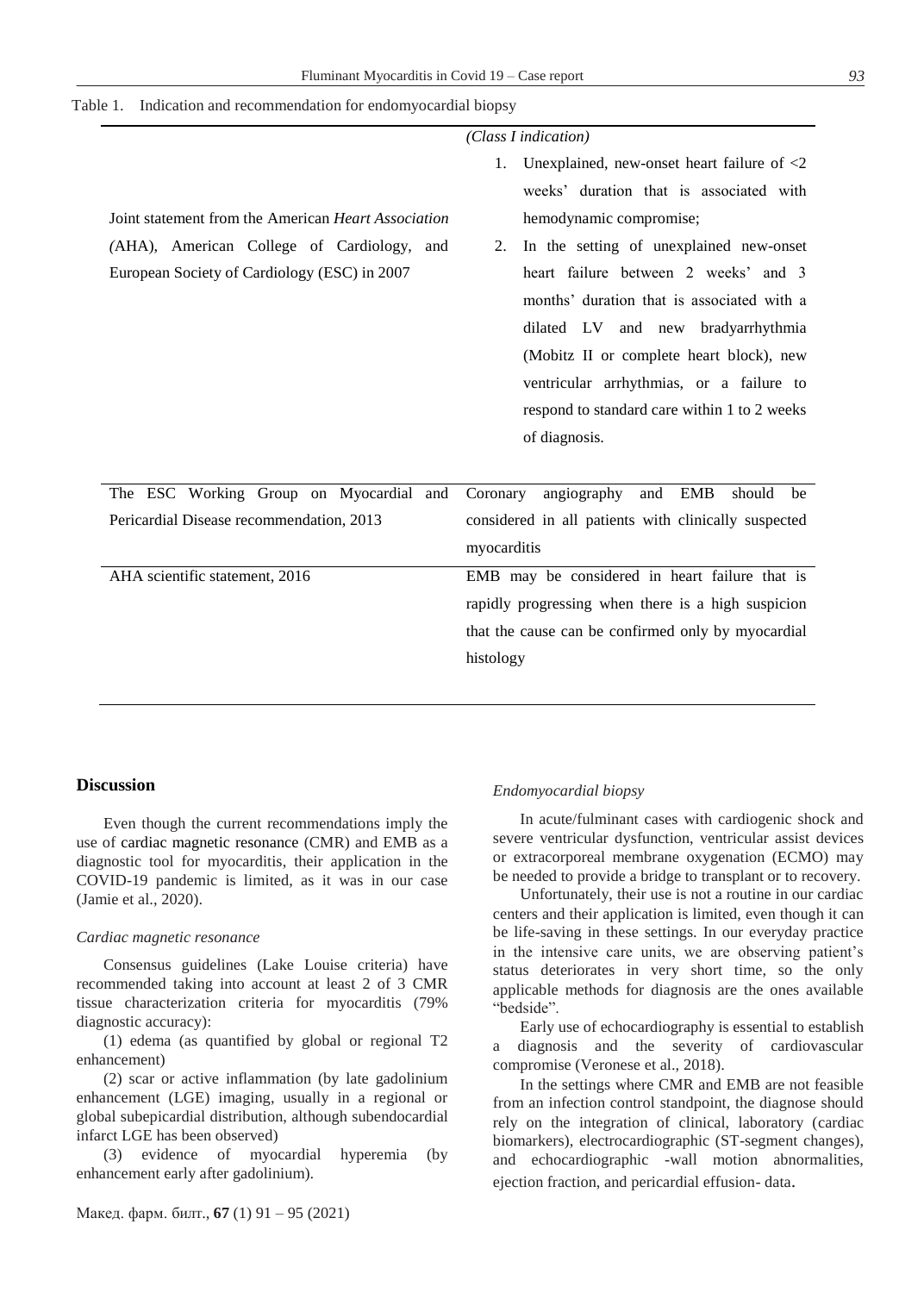Table 1. Indication and recommendation for endomyocardial biopsy

| | |
|---|---|
| Joint statement from the American *Heart Association (*AHA), American College of Cardiology, and European Society of Cardiology (ESC) in 2007 | *(Class I indication)* 1. Unexplained, new-onset heart failure of <2 weeks' duration that is associated with hemodynamic compromise; 2. In the setting of unexplained new-onset heart failure between 2 weeks' and 3 months' duration that is associated with a dilated LV and new bradyarrhythmia (Mobitz II or complete heart block), new ventricular arrhythmias, or a failure to respond to standard care within 1 to 2 weeks of diagnosis. |
| The ESC Working Group on Myocardial and Pericardial Disease recommendation, 2013 | Coronary angiography and EMB should be considered in all patients with clinically suspected myocarditis |
| AHA scientific statement, 2016 | EMB may be considered in heart failure that is rapidly progressing when there is a high suspicion that the cause can be confirmed only by myocardial histology |

## Discussion

Even though the current recommendations imply the use of cardiac magnetic resonance (CMR) and EMB as a diagnostic tool for myocarditis, their application in the COVID-19 pandemic is limited, as it was in our case (Jamie et al., 2020).

*Cardiac magnetic resonance*

Consensus guidelines (Lake Louise criteria) have recommended taking into account at least 2 of 3 CMR tissue characterization criteria for myocarditis (79% diagnostic accuracy):

(1) edema (as quantified by global or regional T2 enhancement)

(2) scar or active inflammation (by late gadolinium enhancement (LGE) imaging, usually in a regional or global subepicardial distribution, although subendocardial infarct LGE has been observed)

(3) evidence of myocardial hyperemia (by enhancement early after gadolinium).

*Endomyocardial biopsy*

In acute/fulminant cases with cardiogenic shock and severe ventricular dysfunction, ventricular assist devices or extracorporeal membrane oxygenation (ECMO) may be needed to provide a bridge to transplant or to recovery.

Unfortunately, their use is not a routine in our cardiac centers and their application is limited, even though it can be life-saving in these settings. In our everyday practice in the intensive care units, we are observing patient's status deteriorates in very short time, so the only applicable methods for diagnosis are the ones available "bedside".

Early use of echocardiography is essential to establish a diagnosis and the severity of cardiovascular compromise (Veronese et al., 2018).

In the settings where CMR and EMB are not feasible from an infection control standpoint, the diagnose should rely on the integration of clinical, laboratory (cardiac biomarkers), electrocardiographic (ST-segment changes), and echocardiographic -wall motion abnormalities, ejection fraction, and pericardial effusion- data.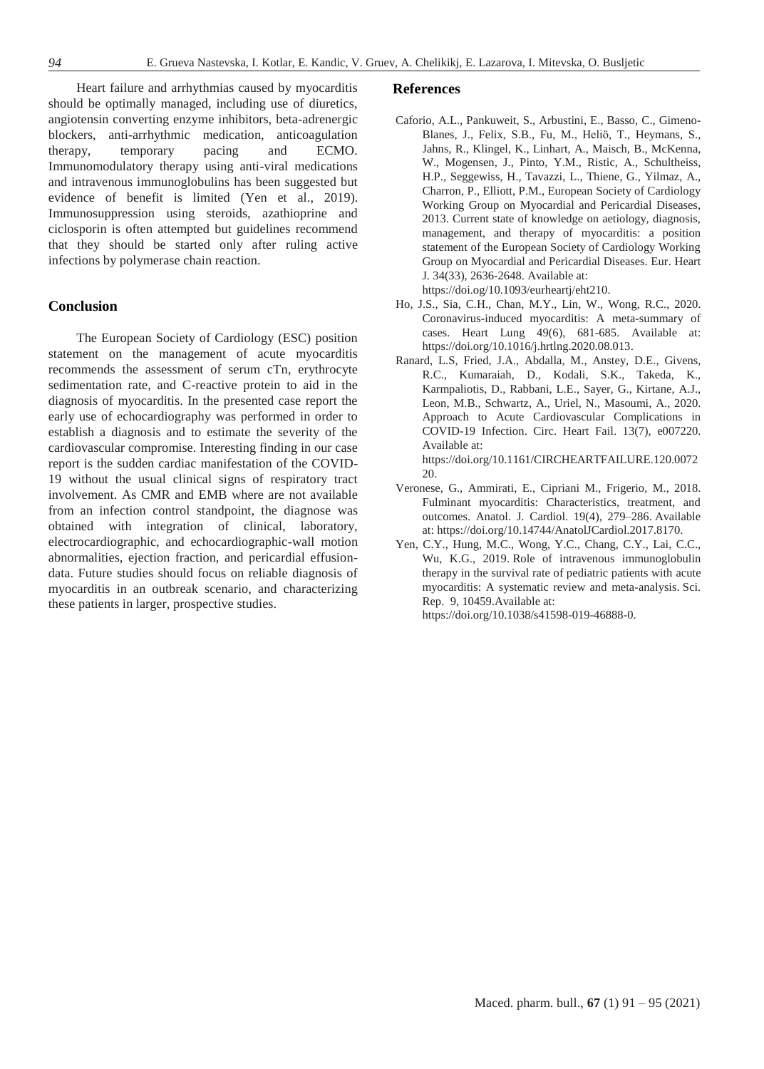Heart failure and arrhythmias caused by myocarditis should be optimally managed, including use of diuretics, angiotensin converting enzyme inhibitors, beta-adrenergic blockers, anti-arrhythmic medication, anticoagulation therapy, temporary pacing and ECMO. Immunomodulatory therapy using anti-viral medications and intravenous immunoglobulins has been suggested but evidence of benefit is limited (Yen et al., 2019). Immunosuppression using steroids, azathioprine and ciclosporin is often attempted but guidelines recommend that they should be started only after ruling active infections by polymerase chain reaction.

## Conclusion

The European Society of Cardiology (ESC) position statement on the management of acute myocarditis recommends the assessment of serum cTn, erythrocyte sedimentation rate, and C-reactive protein to aid in the diagnosis of myocarditis. In the presented case report the early use of echocardiography was performed in order to establish a diagnosis and to estimate the severity of the cardiovascular compromise. Interesting finding in our case report is the sudden cardiac manifestation of the COVID-19 without the usual clinical signs of respiratory tract involvement. As CMR and EMB where are not available from an infection control standpoint, the diagnose was obtained with integration of clinical, laboratory, electrocardiographic, and echocardiographic-wall motion abnormalities, ejection fraction, and pericardial effusion-data. Future studies should focus on reliable diagnosis of myocarditis in an outbreak scenario, and characterizing these patients in larger, prospective studies.

## References

Caforio, A.L., Pankuweit, S., Arbustini, E., Basso, C., Gimeno-Blanes, J., Felix, S.B., Fu, M., Heliö, T., Heymans, S., Jahns, R., Klingel, K., Linhart, A., Maisch, B., McKenna, W., Mogensen, J., Pinto, Y.M., Ristic, A., Schultheiss, H.P., Seggewiss, H., Tavazzi, L., Thiene, G., Yilmaz, A., Charron, P., Elliott, P.M., European Society of Cardiology Working Group on Myocardial and Pericardial Diseases, 2013. Current state of knowledge on aetiology, diagnosis, management, and therapy of myocarditis: a position statement of the European Society of Cardiology Working Group on Myocardial and Pericardial Diseases. Eur. Heart J. 34(33), 2636-2648. Available at: https://doi.og/10.1093/eurheartj/eht210.

Ho, J.S., Sia, C.H., Chan, M.Y., Lin, W., Wong, R.C., 2020. Coronavirus-induced myocarditis: A meta-summary of cases. Heart Lung 49(6), 681-685. Available at: https://doi.org/10.1016/j.hrtlng.2020.08.013.

Ranard, L.S, Fried, J.A., Abdalla, M., Anstey, D.E., Givens, R.C., Kumaraiah, D., Kodali, S.K., Takeda, K., Karmpaliotis, D., Rabbani, L.E., Sayer, G., Kirtane, A.J., Leon, M.B., Schwartz, A., Uriel, N., Masoumi, A., 2020. Approach to Acute Cardiovascular Complications in COVID-19 Infection. Circ. Heart Fail. 13(7), e007220. Available at: https://doi.org/10.1161/CIRCHEARTFAILURE.120.007220.

Veronese, G., Ammirati, E., Cipriani M., Frigerio, M., 2018. Fulminant myocarditis: Characteristics, treatment, and outcomes. Anatol. J. Cardiol. 19(4), 279–286. Available at: https://doi.org/10.14744/AnatolJCardiol.2017.8170.

Yen, C.Y., Hung, M.C., Wong, Y.C., Chang, C.Y., Lai, C.C., Wu, K.G., 2019. Role of intravenous immunoglobulin therapy in the survival rate of pediatric patients with acute myocarditis: A systematic review and meta-analysis. Sci. Rep. 9, 10459.Available at: https://doi.org/10.1038/s41598-019-46888-0.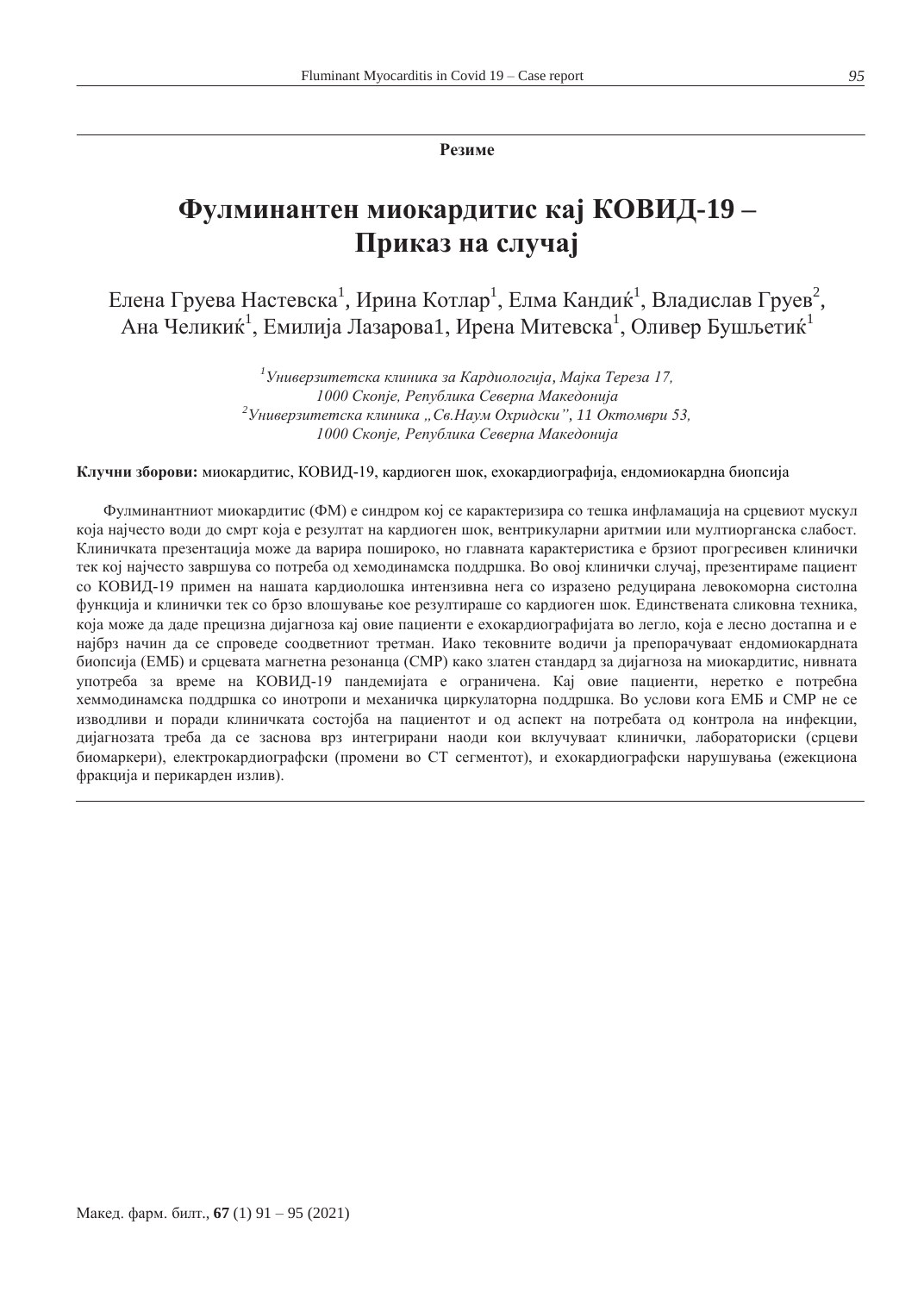**Резиме**

# Фулминантен миокардитис кај КОВИД-19 – Приказ на случај

Елена Груева Настевска[1], Ирина Котлар[1], Елма Кандиќ[1], Владислав Груев[2], Ана Челикиќ[1], Емилија Лазарова1, Ирена Митевска[1], Оливер Бушљетиќ[1]

*[1]Универзитетска клиника за Кардиологија, Мајка Тереза 17, 1000 Скопје, Република Северна Македонија*
*[2]Универзитетска клиника „Св.Наум Охридски", 11 Октомври 53, 1000 Скопје, Република Северна Македонија*

**Клучни зборови:** миокардитис, КОВИД-19, кардиоген шок, ехокардиографија, ендомиокардна биопсија

Фулминантниот миокардитис (ФМ) е синдром кој се карактеризира со тешка инфламација на срцевиот мускул која најчесто води до смрт која е резултат на кардиоген шок, вентрикуларни аритмии или мултиорганска слабост. Клиничката презентација може да варира пошироко, но главната карактеристика е брзиот прогресивен клинички тек кој најчесто завршува со потреба од хемодинамска поддршка. Во овој клинички случај, презентираме пациент со КОВИД-19 примен на нашата кардиолошка интензивна нега со изразено редуцирана левокоморна систолна функција и клинички тек со брзо влошување кое резултираше со кардиоген шок. Единствената сликовна техника, која може да даде прецизна дијагноза кај овие пациенти е ехокардиографијата во легло, која е лесно достапна и е најбрз начин да се спроведе соодветниот третман. Иако тековните водичи ја препорачуваат ендомиокардната биопсија (ЕМБ) и срцевата магнетна резонанца (СМР) како златен стандард за дијагноза на миокардитис, нивната употреба за време на КОВИД-19 пандемијата е ограничена. Кај овие пациенти, неретко е потребна хеммодинамска поддршка со инотропи и механичка циркулаторна поддршка. Во услови кога ЕМБ и СМР не се изводливи и поради клиничката состојба на пациентот и од аспект на потребата од контрола на инфекции, дијагнозата треба да се заснова врз интегрирани наоди кои вклучуваат клинички, лабораториски (срцеви биомаркери), електрокардиографски (промени во СТ сегментот), и ехокардиографски нарушувања (ежекциона фракција и перикарден излив).